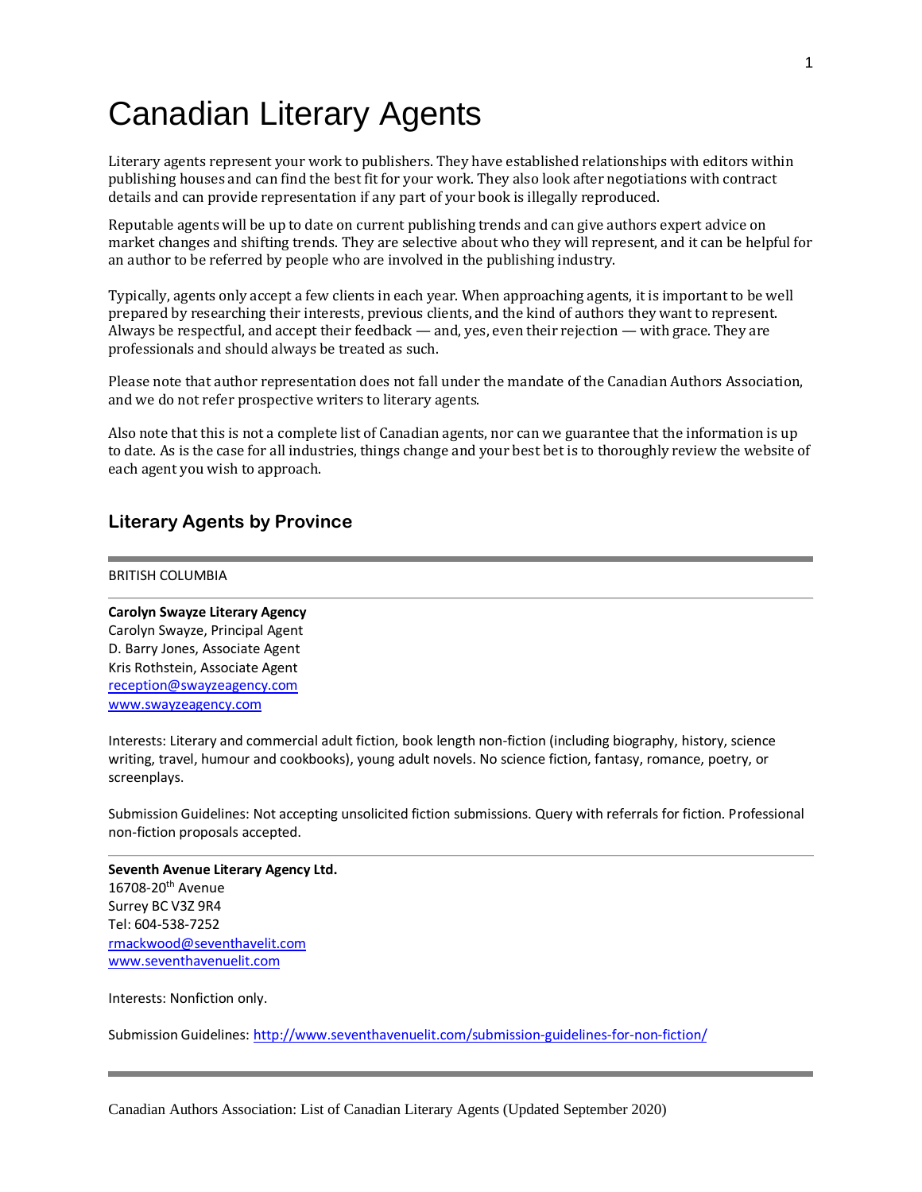# Canadian Literary Agents

Literary agents represent your work to publishers. They have established relationships with editors within publishing houses and can find the best fit for your work. They also look after negotiations with contract details and can provide representation if any part of your book is illegally reproduced.

Reputable agents will be up to date on current publishing trends and can give authors expert advice on market changes and shifting trends. They are selective about who they will represent, and it can be helpful for an author to be referred by people who are involved in the publishing industry.

Typically, agents only accept a few clients in each year. When approaching agents, it is important to be well prepared by researching their interests, previous clients, and the kind of authors they want to represent. Always be respectful, and accept their feedback — and, yes, even their rejection — with grace. They are professionals and should always be treated as such.

Please note that author representation does not fall under the mandate of the Canadian Authors Association, and we do not refer prospective writers to literary agents.

Also note that this is not a complete list of Canadian agents, nor can we guarantee that the information is up to date. As is the case for all industries, things change and your best bet is to thoroughly review the website of each agent you wish to approach.

## Literary Agents by Province

---

BRITISH COLUMBIA

---

**Carolyn Swayze Literary Agency**
Carolyn Swayze, Principal Agent
D. Barry Jones, Associate Agent
Kris Rothstein, Associate Agent
reception@swayzeagency.com
www.swayzeagency.com

Interests: Literary and commercial adult fiction, book length non-fiction (including biography, history, science writing, travel, humour and cookbooks), young adult novels. No science fiction, fantasy, romance, poetry, or screenplays.

Submission Guidelines: Not accepting unsolicited fiction submissions. Query with referrals for fiction. Professional non-fiction proposals accepted.

---

**Seventh Avenue Literary Agency Ltd.**
16708-20th Avenue
Surrey BC V3Z 9R4
Tel: 604-538-7252
rmackwood@seventhavelit.com
www.seventhavenuelit.com

Interests: Nonfiction only.

Submission Guidelines: http://www.seventhavenuelit.com/submission-guidelines-for-non-fiction/

---

Canadian Authors Association: List of Canadian Literary Agents (Updated September 2020)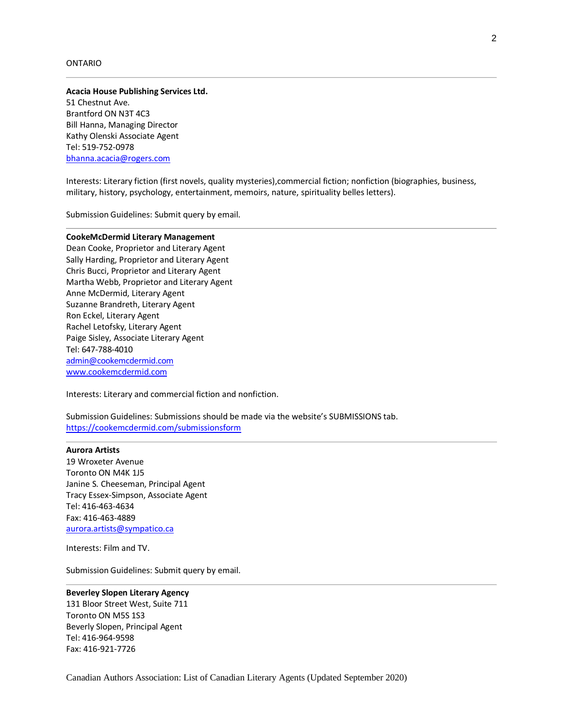## ONTARIO

---

**Acacia House Publishing Services Ltd.**
51 Chestnut Ave.
Brantford ON N3T 4C3
Bill Hanna, Managing Director
Kathy Olenski Associate Agent
Tel: 519-752-0978
bhanna.acacia@rogers.com

Interests: Literary fiction (first novels, quality mysteries),commercial fiction; nonfiction (biographies, business, military, history, psychology, entertainment, memoirs, nature, spirituality belles letters).

Submission Guidelines: Submit query by email.

---

**CookeMcDermid Literary Management**
Dean Cooke, Proprietor and Literary Agent
Sally Harding, Proprietor and Literary Agent
Chris Bucci, Proprietor and Literary Agent
Martha Webb, Proprietor and Literary Agent
Anne McDermid, Literary Agent
Suzanne Brandreth, Literary Agent
Ron Eckel, Literary Agent
Rachel Letofsky, Literary Agent
Paige Sisley, Associate Literary Agent
Tel: 647-788-4010
admin@cookemcdermid.com
www.cookemcdermid.com

Interests: Literary and commercial fiction and nonfiction.

Submission Guidelines: Submissions should be made via the website's SUBMISSIONS tab.
https://cookemcdermid.com/submissionsform

---

**Aurora Artists**
19 Wroxeter Avenue
Toronto ON M4K 1J5
Janine S. Cheeseman, Principal Agent
Tracy Essex-Simpson, Associate Agent
Tel: 416-463-4634
Fax: 416-463-4889
aurora.artists@sympatico.ca

Interests: Film and TV.

Submission Guidelines: Submit query by email.

---

**Beverley Slopen Literary Agency**
131 Bloor Street West, Suite 711
Toronto ON M5S 1S3
Beverly Slopen, Principal Agent
Tel: 416-964-9598
Fax: 416-921-7726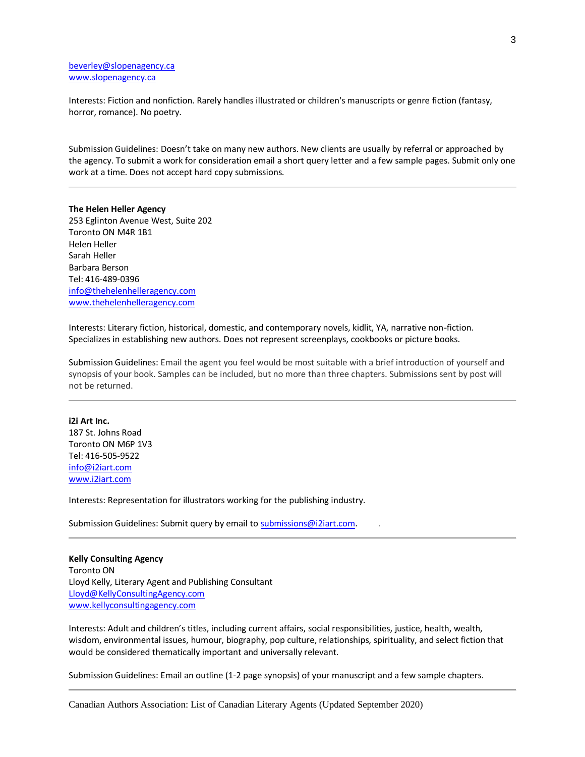beverley@slopenagency.ca
www.slopenagency.ca

Interests: Fiction and nonfiction. Rarely handles illustrated or children's manuscripts or genre fiction (fantasy, horror, romance). No poetry.

Submission Guidelines: Doesn't take on many new authors. New clients are usually by referral or approached by the agency. To submit a work for consideration email a short query letter and a few sample pages. Submit only one work at a time. Does not accept hard copy submissions.

---

**The Helen Heller Agency**
253 Eglinton Avenue West, Suite 202
Toronto ON M4R 1B1
Helen Heller
Sarah Heller
Barbara Berson
Tel: 416-489-0396
info@thehelenhelleragency.com
www.thehelenhelleragency.com

Interests: Literary fiction, historical, domestic, and contemporary novels, kidlit, YA, narrative non-fiction. Specializes in establishing new authors. Does not represent screenplays, cookbooks or picture books.

Submission Guidelines: Email the agent you feel would be most suitable with a brief introduction of yourself and synopsis of your book. Samples can be included, but no more than three chapters. Submissions sent by post will not be returned.

---

**i2i Art Inc.**
187 St. Johns Road
Toronto ON M6P 1V3
Tel: 416-505-9522
info@i2iart.com
www.i2iart.com

Interests: Representation for illustrators working for the publishing industry.

Submission Guidelines: Submit query by email to submissions@i2iart.com.

---

**Kelly Consulting Agency**
Toronto ON
Lloyd Kelly, Literary Agent and Publishing Consultant
Lloyd@KellyConsultingAgency.com
www.kellyconsultingagency.com

Interests: Adult and children's titles, including current affairs, social responsibilities, justice, health, wealth, wisdom, environmental issues, humour, biography, pop culture, relationships, spirituality, and select fiction that would be considered thematically important and universally relevant.

Submission Guidelines: Email an outline (1-2 page synopsis) of your manuscript and a few sample chapters.

---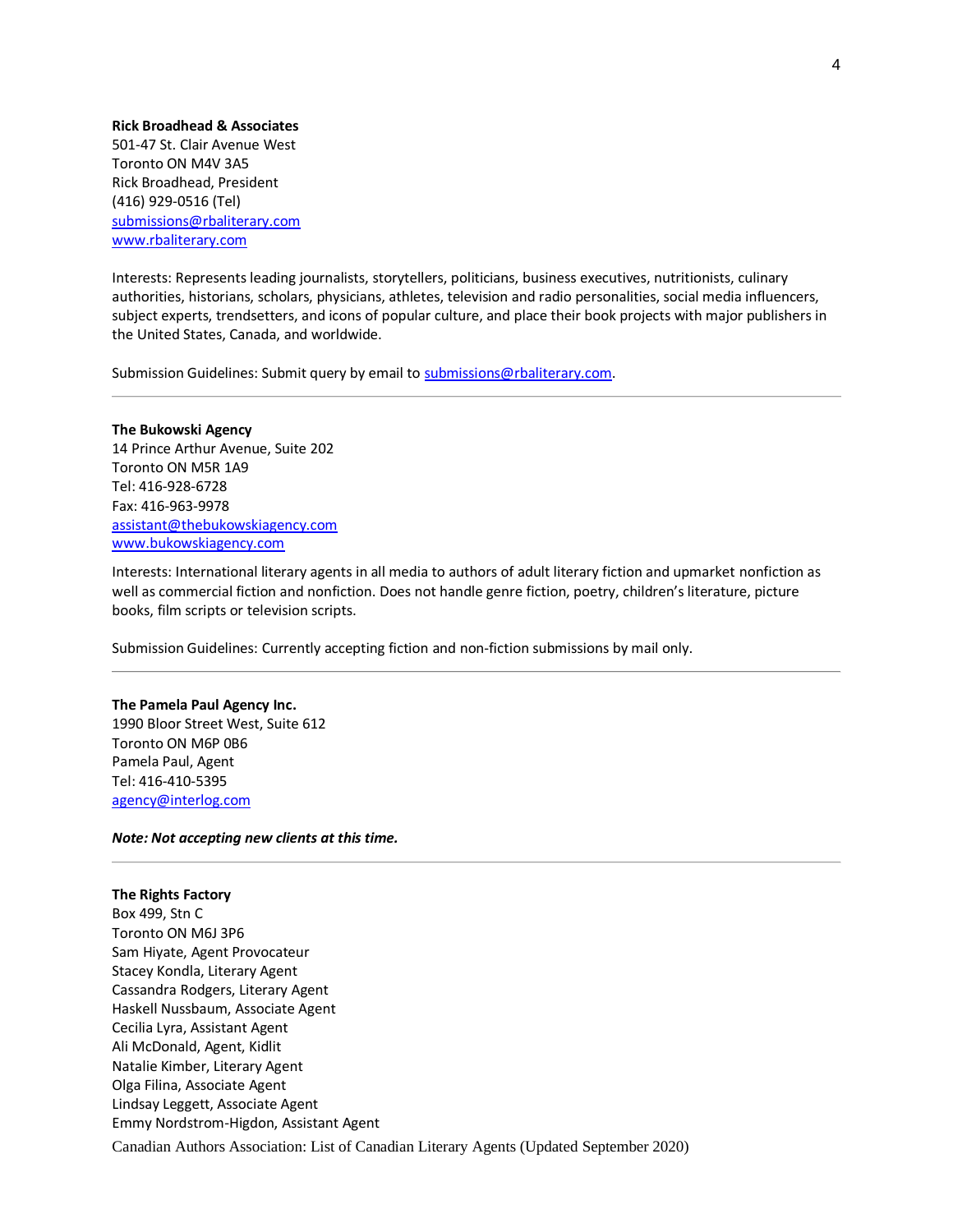**Rick Broadhead & Associates**
501-47 St. Clair Avenue West
Toronto ON M4V 3A5
Rick Broadhead, President
(416) 929-0516 (Tel)
submissions@rbaliterary.com
www.rbaliterary.com

Interests: Represents leading journalists, storytellers, politicians, business executives, nutritionists, culinary authorities, historians, scholars, physicians, athletes, television and radio personalities, social media influencers, subject experts, trendsetters, and icons of popular culture, and place their book projects with major publishers in the United States, Canada, and worldwide.

Submission Guidelines: Submit query by email to submissions@rbaliterary.com.

---

**The Bukowski Agency**
14 Prince Arthur Avenue, Suite 202
Toronto ON M5R 1A9
Tel: 416-928-6728
Fax: 416-963-9978
assistant@thebukowskiagency.com
www.bukowskiagency.com

Interests: International literary agents in all media to authors of adult literary fiction and upmarket nonfiction as well as commercial fiction and nonfiction. Does not handle genre fiction, poetry, children's literature, picture books, film scripts or television scripts.

Submission Guidelines: Currently accepting fiction and non-fiction submissions by mail only.

---

**The Pamela Paul Agency Inc.**
1990 Bloor Street West, Suite 612
Toronto ON M6P 0B6
Pamela Paul, Agent
Tel: 416-410-5395
agency@interlog.com

***Note: Not accepting new clients at this time.***

---

**The Rights Factory**
Box 499, Stn C
Toronto ON M6J 3P6
Sam Hiyate, Agent Provocateur
Stacey Kondla, Literary Agent
Cassandra Rodgers, Literary Agent
Haskell Nussbaum, Associate Agent
Cecilia Lyra, Assistant Agent
Ali McDonald, Agent, Kidlit
Natalie Kimber, Literary Agent
Olga Filina, Associate Agent
Lindsay Leggett, Associate Agent
Emmy Nordstrom-Higdon, Assistant Agent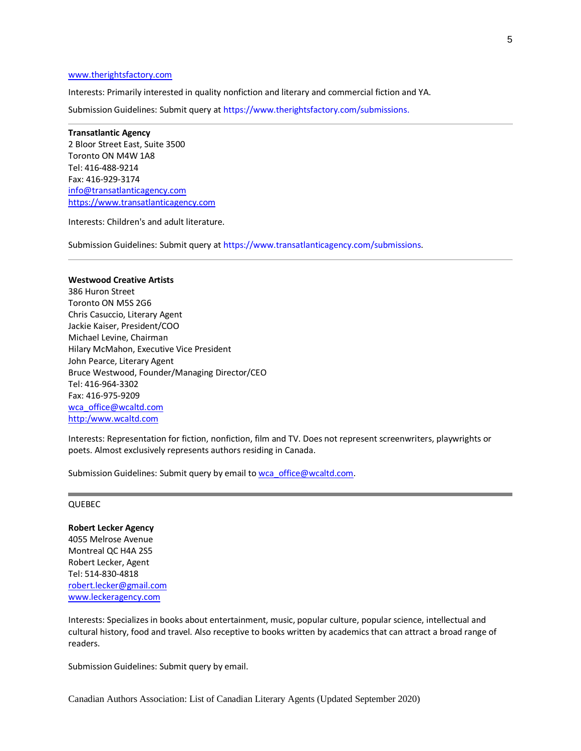www.therightsfactory.com

Interests: Primarily interested in quality nonfiction and literary and commercial fiction and YA.

Submission Guidelines: Submit query at https://www.therightsfactory.com/submissions.

---

**Transatlantic Agency**
2 Bloor Street East, Suite 3500
Toronto ON M4W 1A8
Tel: 416-488-9214
Fax: 416-929-3174
info@transatlanticagency.com
https://www.transatlanticagency.com

Interests: Children's and adult literature.

Submission Guidelines: Submit query at https://www.transatlanticagency.com/submissions.

---

**Westwood Creative Artists**
386 Huron Street
Toronto ON M5S 2G6
Chris Casuccio, Literary Agent
Jackie Kaiser, President/COO
Michael Levine, Chairman
Hilary McMahon, Executive Vice President
John Pearce, Literary Agent
Bruce Westwood, Founder/Managing Director/CEO
Tel: 416-964-3302
Fax: 416-975-9209
wca_office@wcaltd.com
http:/www.wcaltd.com

Interests: Representation for fiction, nonfiction, film and TV. Does not represent screenwriters, playwrights or poets. Almost exclusively represents authors residing in Canada.

Submission Guidelines: Submit query by email to wca_office@wcaltd.com.

---

## QUEBEC

**Robert Lecker Agency**
4055 Melrose Avenue
Montreal QC H4A 2S5
Robert Lecker, Agent
Tel: 514-830-4818
robert.lecker@gmail.com
www.leckeragency.com

Interests: Specializes in books about entertainment, music, popular culture, popular science, intellectual and cultural history, food and travel. Also receptive to books written by academics that can attract a broad range of readers.

Submission Guidelines: Submit query by email.